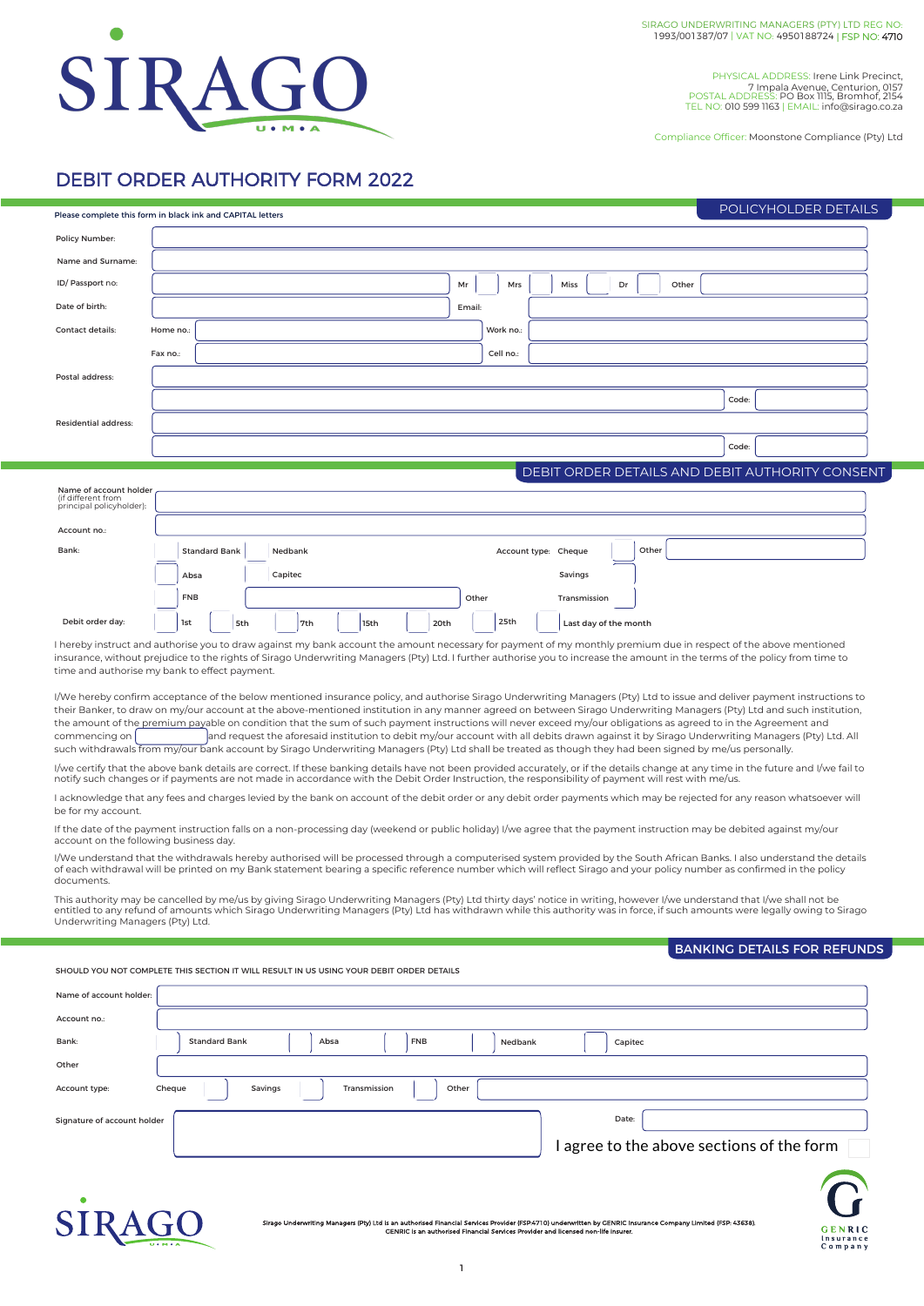SIRAGO UNDERWRITING MANAGERS (PTY) LTD REG NO: 1993/001387/07 | VAT NO: 4950188724 | FSP NO: 4710

PHYSICAL ADDRESS: Irene Link Precinct, 7 Impala Avenue, Centurion, 0157
POSTAL ADDRESS: PO Box 1115, Bromhof, 2154
TEL NO: 010 599 1163 | EMAIL: info@sirago.co.za

Compliance Officer: Moonstone Compliance (Pty) Ltd

# DEBIT ORDER AUTHORITY FORM 2022

## POLICYHOLDER DETAILS

Please complete this form in black ink and CAPITAL letters

| | |
|---|---|
| Policy Number: | |
| Name and Surname: | |
| ID/ Passport no: | Mr ☐ Mrs ☐ Miss ☐ Dr ☐ Other |
| Date of birth: | Email: |
| Contact details: | Home no.: Work no.: |
| | Fax no.: Cell no.: |
| Postal address: | |
| | Code: |
| Residential address: | |
| | Code: |

## DEBIT ORDER DETAILS AND DEBIT AUTHORITY CONSENT

| | |
|---|---|
| Name of account holder (if different from principal policyholder): | |
| Account no.: | |
| Bank: | ☐ Standard Bank ☐ Nedbank ☐ Absa ☐ Capitec ☐ FNB Other |
| Account type: | Cheque ☐ Savings ☐ Transmission ☐ Other |
| Debit order day: | ☐ 1st ☐ 5th ☐ 7th ☐ 15th ☐ 20th ☐ 25th ☐ Last day of the month |

I hereby instruct and authorise you to draw against my bank account the amount necessary for payment of my monthly premium due in respect of the above mentioned insurance, without prejudice to the rights of Sirago Underwriting Managers (Pty) Ltd. I further authorise you to increase the amount in the terms of the policy from time to time and authorise my bank to effect payment.

I/We hereby confirm acceptance of the below mentioned insurance policy, and authorise Sirago Underwriting Managers (Pty) Ltd to issue and deliver payment instructions to their Banker, to draw on my/our account at the above-mentioned institution in any manner agreed on between Sirago Underwriting Managers (Pty) Ltd and such institution, the amount of the premium payable on condition that the sum of such payment instructions will never exceed my/our obligations as agreed to in the Agreement and commencing on ______ and request the aforesaid institution to debit my/our account with all debits drawn against it by Sirago Underwriting Managers (Pty) Ltd. All such withdrawals from my/our bank account by Sirago Underwriting Managers (Pty) Ltd shall be treated as though they had been signed by me/us personally.

I/we certify that the above bank details are correct. If these banking details have not been provided accurately, or if the details change at any time in the future and I/we fail to notify such changes or if payments are not made in accordance with the Debit Order Instruction, the responsibility of payment will rest with me/us.

I acknowledge that any fees and charges levied by the bank on account of the debit order or any debit order payments which may be rejected for any reason whatsoever will be for my account.

If the date of the payment instruction falls on a non-processing day (weekend or public holiday) I/we agree that the payment instruction may be debited against my/our account on the following business day.

I/We understand that the withdrawals hereby authorised will be processed through a computerised system provided by the South African Banks. I also understand the details of each withdrawal will be printed on my Bank statement bearing a specific reference number which will reflect Sirago and your policy number as confirmed in the policy documents.

This authority may be cancelled by me/us by giving Sirago Underwriting Managers (Pty) Ltd thirty days' notice in writing, however I/we understand that I/we shall not be entitled to any refund of amounts which Sirago Underwriting Managers (Pty) Ltd has withdrawn while this authority was in force, if such amounts were legally owing to Sirago Underwriting Managers (Pty) Ltd.

## BANKING DETAILS FOR REFUNDS

SHOULD YOU NOT COMPLETE THIS SECTION IT WILL RESULT IN US USING YOUR DEBIT ORDER DETAILS

| | |
|---|---|
| Name of account holder: | |
| Account no.: | |
| Bank: | ☐ Standard Bank ☐ Absa ☐ FNB ☐ Nedbank ☐ Capitec |
| Other | |
| Account type: | Cheque ☐ Savings ☐ Transmission ☐ Other |
| Signature of account holder | Date: |

I agree to the above sections of the form ☐

Sirago Underwriting Managers (Pty) Ltd is an authorised Financial Services Provider (FSP:4710) underwritten by GENRIC Insurance Company Limited (FSP: 43638). GENRIC is an authorised Financial Services Provider and licensed non-life insurer.

GENRIC Insurance Company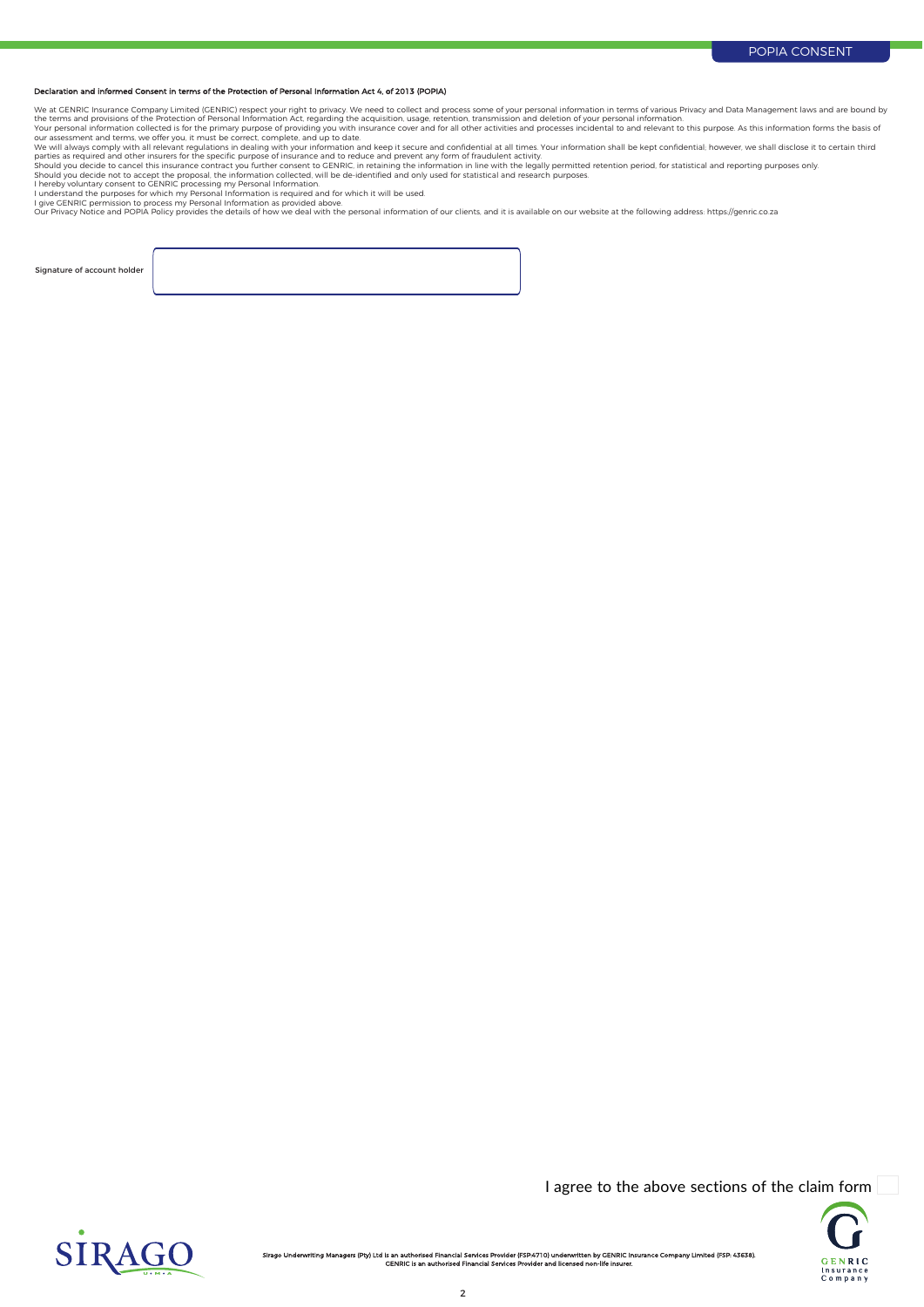POPIA CONSENT

**Declaration and informed Consent in terms of the Protection of Personal Information Act 4, of 2013 (POPIA)**

We at GENRIC Insurance Company Limited (GENRIC) respect your right to privacy. We need to collect and process some of your personal information in terms of various Privacy and Data Management laws and are bound by the terms and provisions of the Protection of Personal Information Act, regarding the acquisition, usage, retention, transmission and deletion of your personal information.
Your personal information collected is for the primary purpose of providing you with insurance cover and for all other activities and processes incidental to and relevant to this purpose. As this information forms the basis of our assessment and terms, we offer you, it must be correct, complete, and up to date.
We will always comply with all relevant regulations in dealing with your information and keep it secure and confidential at all times. Your information shall be kept confidential, however, we shall disclose it to certain third parties as required and other insurers for the specific purpose of insurance and to reduce and prevent any form of fraudulent activity.
Should you decide to cancel this insurance contract you further consent to GENRIC, in retaining the information in line with the legally permitted retention period, for statistical and reporting purposes only.
Should you decide not to accept the proposal, the information collected, will be de-identified and only used for statistical and research purposes.
I hereby voluntary consent to GENRIC processing my Personal Information.
I understand the purposes for which my Personal Information is required and for which it will be used.
I give GENRIC permission to process my Personal Information as provided above.
Our Privacy Notice and POPIA Policy provides the details of how we deal with the personal information of our clients, and it is available on our website at the following address: https://genric.co.za

Signature of account holder

I agree to the above sections of the claim form ☐

Sirago Underwriting Managers (Pty) Ltd is an authorised Financial Services Provider (FSP4710) underwritten by GENRIC Insurance Company Limited (FSP: 43638).
GENRIC is an authorised Financial Services Provider and licensed non-life insurer.